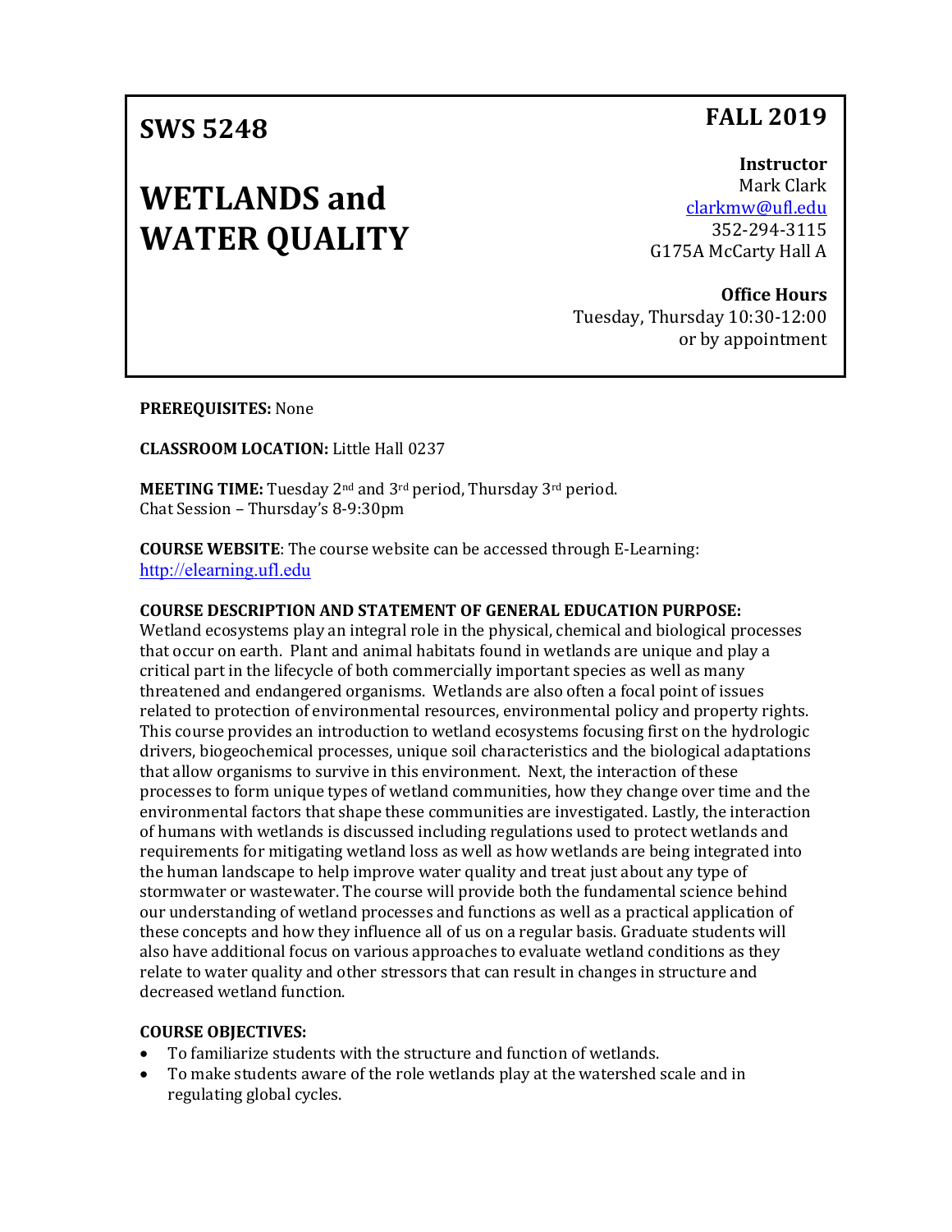# SWS 5248

# WETLANDS and WATER QUALITY

**FALL 2019**

**Instructor**
Mark Clark
clarkmw@ufl.edu
352-294-3115
G175A McCarty Hall A

**Office Hours**
Tuesday, Thursday 10:30-12:00
or by appointment

**PREREQUISITES:** None

**CLASSROOM LOCATION:** Little Hall 0237

**MEETING TIME:** Tuesday 2nd and 3rd period, Thursday 3rd period.
Chat Session – Thursday's 8-9:30pm

**COURSE WEBSITE**: The course website can be accessed through E-Learning: http://elearning.ufl.edu

**COURSE DESCRIPTION AND STATEMENT OF GENERAL EDUCATION PURPOSE:**
Wetland ecosystems play an integral role in the physical, chemical and biological processes that occur on earth. Plant and animal habitats found in wetlands are unique and play a critical part in the lifecycle of both commercially important species as well as many threatened and endangered organisms. Wetlands are also often a focal point of issues related to protection of environmental resources, environmental policy and property rights. This course provides an introduction to wetland ecosystems focusing first on the hydrologic drivers, biogeochemical processes, unique soil characteristics and the biological adaptations that allow organisms to survive in this environment. Next, the interaction of these processes to form unique types of wetland communities, how they change over time and the environmental factors that shape these communities are investigated. Lastly, the interaction of humans with wetlands is discussed including regulations used to protect wetlands and requirements for mitigating wetland loss as well as how wetlands are being integrated into the human landscape to help improve water quality and treat just about any type of stormwater or wastewater. The course will provide both the fundamental science behind our understanding of wetland processes and functions as well as a practical application of these concepts and how they influence all of us on a regular basis. Graduate students will also have additional focus on various approaches to evaluate wetland conditions as they relate to water quality and other stressors that can result in changes in structure and decreased wetland function.

**COURSE OBJECTIVES:**

- To familiarize students with the structure and function of wetlands.
- To make students aware of the role wetlands play at the watershed scale and in regulating global cycles.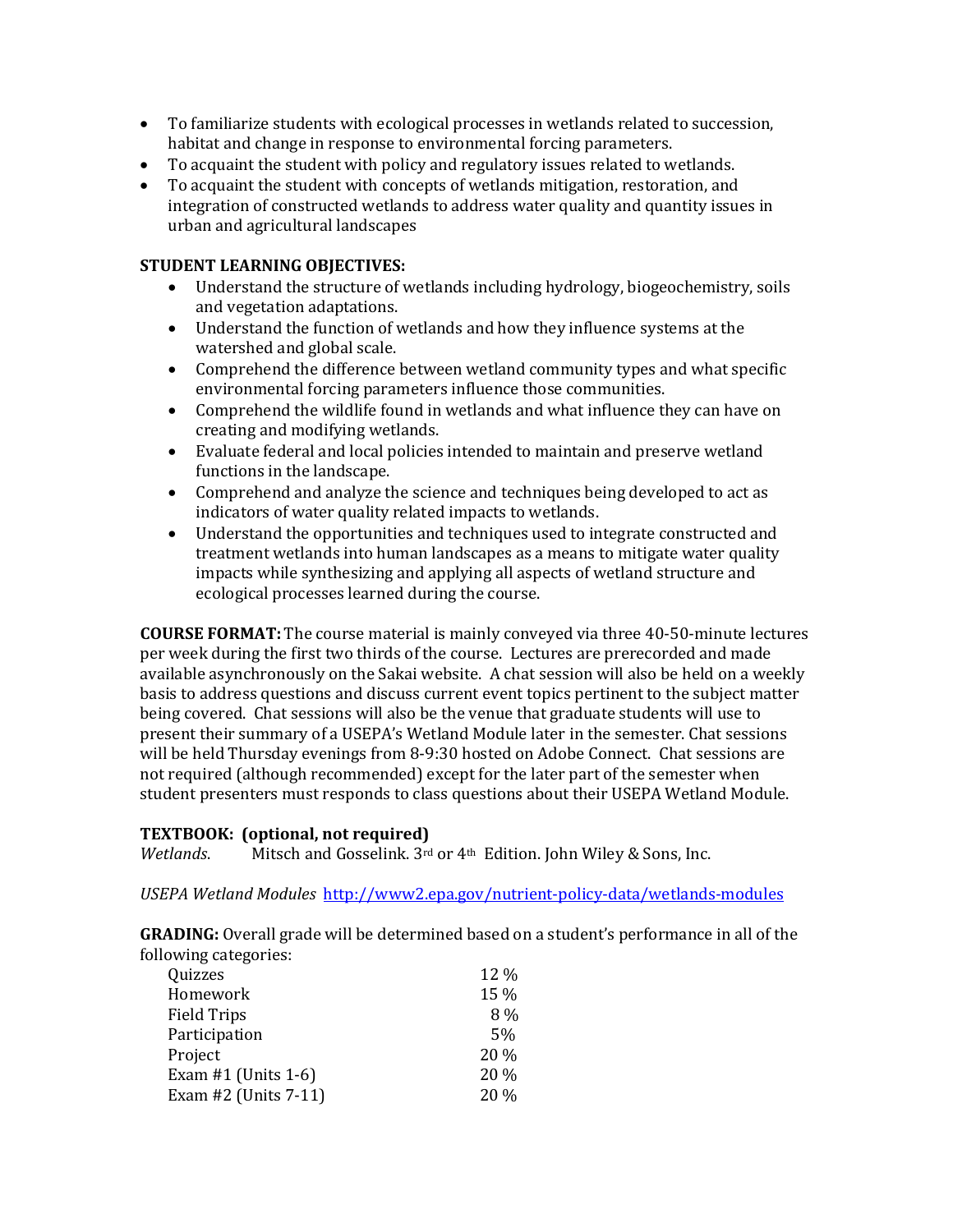- To familiarize students with ecological processes in wetlands related to succession, habitat and change in response to environmental forcing parameters.
- To acquaint the student with policy and regulatory issues related to wetlands.
- To acquaint the student with concepts of wetlands mitigation, restoration, and integration of constructed wetlands to address water quality and quantity issues in urban and agricultural landscapes

**STUDENT LEARNING OBJECTIVES:**

- Understand the structure of wetlands including hydrology, biogeochemistry, soils and vegetation adaptations.
- Understand the function of wetlands and how they influence systems at the watershed and global scale.
- Comprehend the difference between wetland community types and what specific environmental forcing parameters influence those communities.
- Comprehend the wildlife found in wetlands and what influence they can have on creating and modifying wetlands.
- Evaluate federal and local policies intended to maintain and preserve wetland functions in the landscape.
- Comprehend and analyze the science and techniques being developed to act as indicators of water quality related impacts to wetlands.
- Understand the opportunities and techniques used to integrate constructed and treatment wetlands into human landscapes as a means to mitigate water quality impacts while synthesizing and applying all aspects of wetland structure and ecological processes learned during the course.

**COURSE FORMAT:** The course material is mainly conveyed via three 40-50-minute lectures per week during the first two thirds of the course. Lectures are prerecorded and made available asynchronously on the Sakai website. A chat session will also be held on a weekly basis to address questions and discuss current event topics pertinent to the subject matter being covered. Chat sessions will also be the venue that graduate students will use to present their summary of a USEPA's Wetland Module later in the semester. Chat sessions will be held Thursday evenings from 8-9:30 hosted on Adobe Connect. Chat sessions are not required (although recommended) except for the later part of the semester when student presenters must responds to class questions about their USEPA Wetland Module.

**TEXTBOOK: (optional, not required)**
*Wetlands*. Mitsch and Gosselink. 3rd or 4th Edition. John Wiley & Sons, Inc.

*USEPA Wetland Modules* http://www2.epa.gov/nutrient-policy-data/wetlands-modules

**GRADING:** Overall grade will be determined based on a student's performance in all of the following categories:

| Category | Percent |
|---|---|
| Quizzes | 12 % |
| Homework | 15 % |
| Field Trips | 8 % |
| Participation | 5% |
| Project | 20 % |
| Exam #1 (Units 1-6) | 20 % |
| Exam #2 (Units 7-11) | 20 % |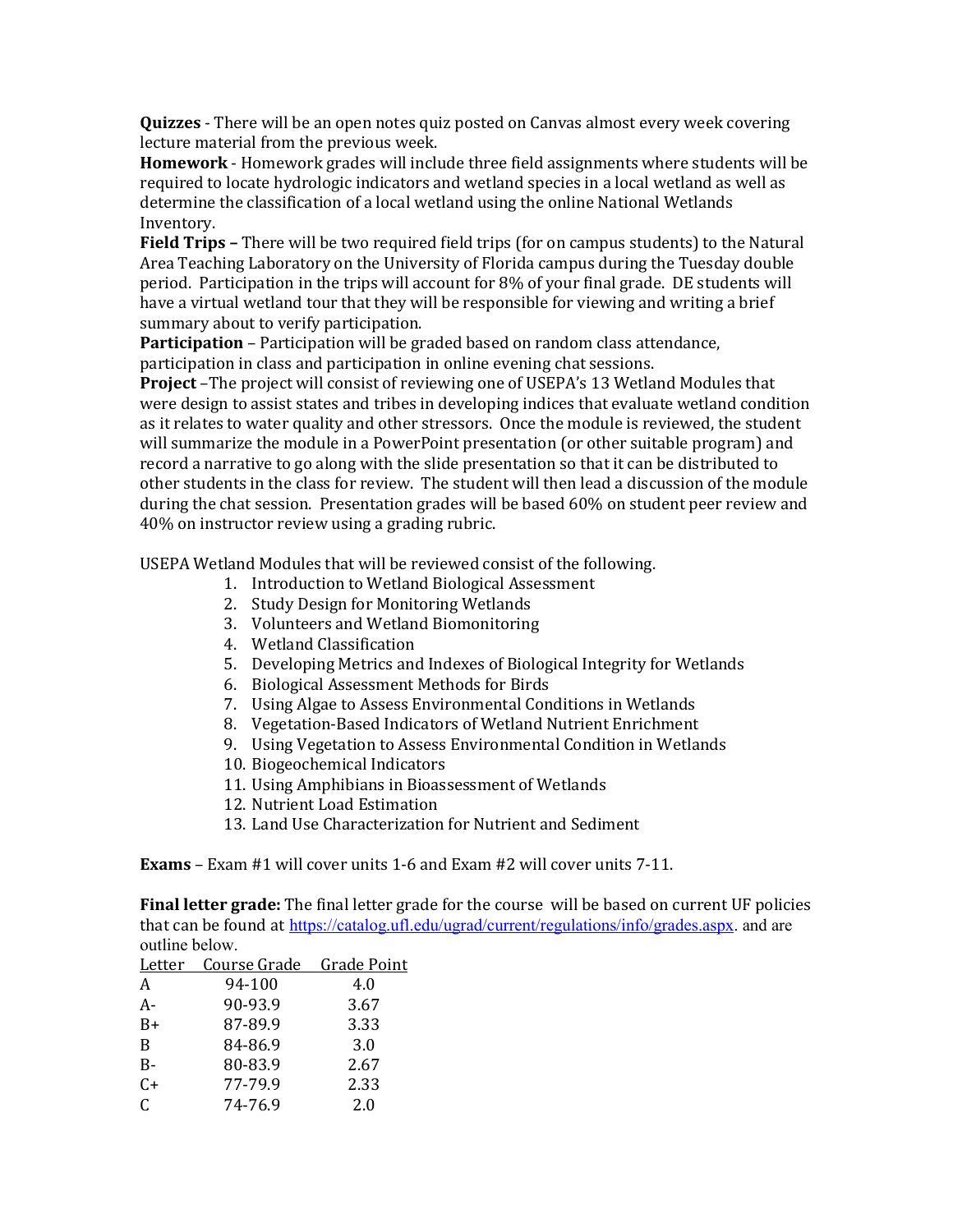**Quizzes** - There will be an open notes quiz posted on Canvas almost every week covering lecture material from the previous week.

**Homework** - Homework grades will include three field assignments where students will be required to locate hydrologic indicators and wetland species in a local wetland as well as determine the classification of a local wetland using the online National Wetlands Inventory.

**Field Trips –** There will be two required field trips (for on campus students) to the Natural Area Teaching Laboratory on the University of Florida campus during the Tuesday double period. Participation in the trips will account for 8% of your final grade. DE students will have a virtual wetland tour that they will be responsible for viewing and writing a brief summary about to verify participation.

**Participation** – Participation will be graded based on random class attendance, participation in class and participation in online evening chat sessions.

**Project** –The project will consist of reviewing one of USEPA's 13 Wetland Modules that were design to assist states and tribes in developing indices that evaluate wetland condition as it relates to water quality and other stressors. Once the module is reviewed, the student will summarize the module in a PowerPoint presentation (or other suitable program) and record a narrative to go along with the slide presentation so that it can be distributed to other students in the class for review. The student will then lead a discussion of the module during the chat session. Presentation grades will be based 60% on student peer review and 40% on instructor review using a grading rubric.

USEPA Wetland Modules that will be reviewed consist of the following.

1. Introduction to Wetland Biological Assessment
2. Study Design for Monitoring Wetlands
3. Volunteers and Wetland Biomonitoring
4. Wetland Classification
5. Developing Metrics and Indexes of Biological Integrity for Wetlands
6. Biological Assessment Methods for Birds
7. Using Algae to Assess Environmental Conditions in Wetlands
8. Vegetation-Based Indicators of Wetland Nutrient Enrichment
9. Using Vegetation to Assess Environmental Condition in Wetlands
10. Biogeochemical Indicators
11. Using Amphibians in Bioassessment of Wetlands
12. Nutrient Load Estimation
13. Land Use Characterization for Nutrient and Sediment

**Exams** – Exam #1 will cover units 1-6 and Exam #2 will cover units 7-11.

**Final letter grade:** The final letter grade for the course will be based on current UF policies that can be found at https://catalog.ufl.edu/ugrad/current/regulations/info/grades.aspx. and are outline below.

| Letter | Course Grade | Grade Point |
|---|---|---|
| A | 94-100 | 4.0 |
| A- | 90-93.9 | 3.67 |
| B+ | 87-89.9 | 3.33 |
| B | 84-86.9 | 3.0 |
| B- | 80-83.9 | 2.67 |
| C+ | 77-79.9 | 2.33 |
| C | 74-76.9 | 2.0 |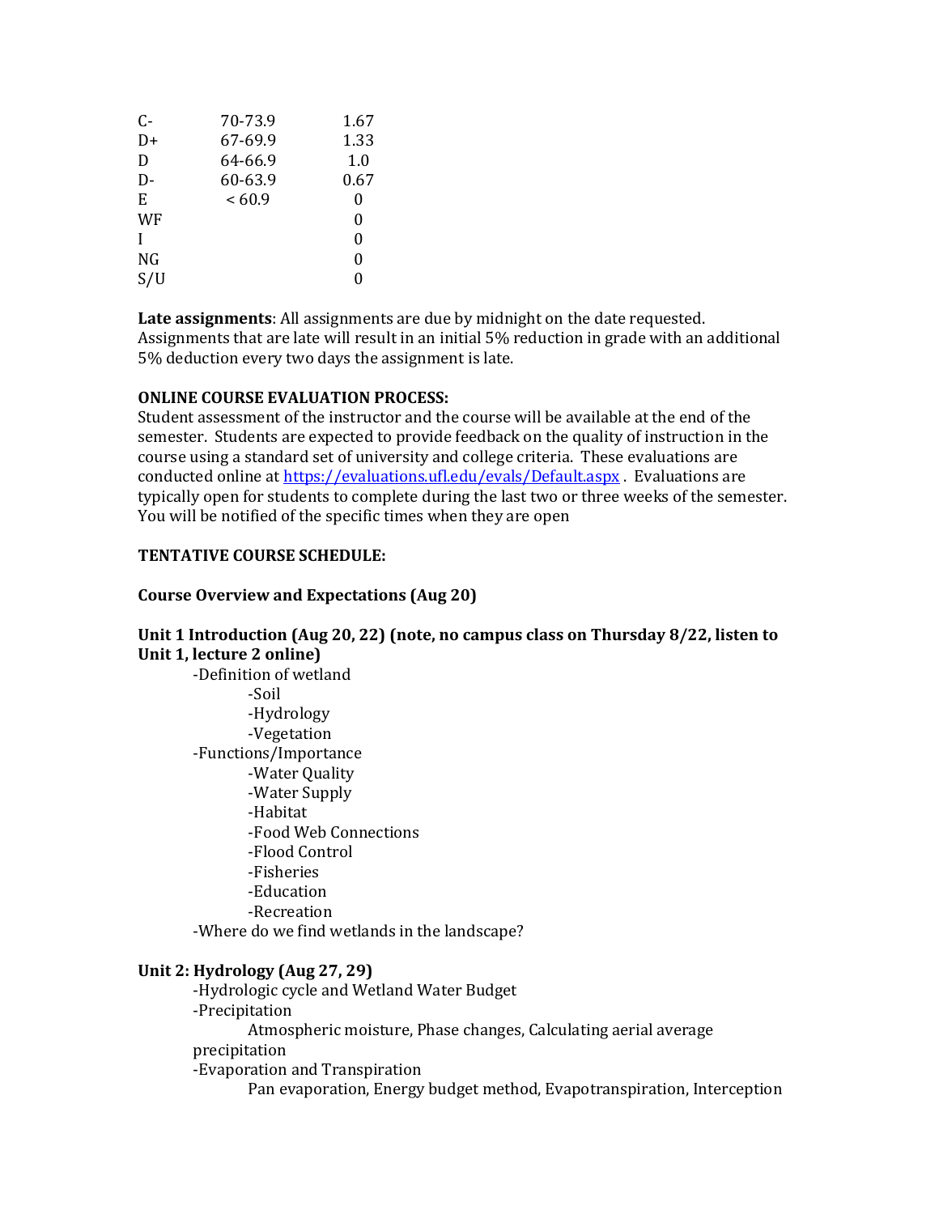| | | |
|---|---|---|
| C- | 70-73.9 | 1.67 |
| D+ | 67-69.9 | 1.33 |
| D | 64-66.9 | 1.0 |
| D- | 60-63.9 | 0.67 |
| E | < 60.9 | 0 |
| WF | | 0 |
| I | | 0 |
| NG | | 0 |
| S/U | | 0 |

**Late assignments**: All assignments are due by midnight on the date requested. Assignments that are late will result in an initial 5% reduction in grade with an additional 5% deduction every two days the assignment is late.

**ONLINE COURSE EVALUATION PROCESS:**
Student assessment of the instructor and the course will be available at the end of the semester. Students are expected to provide feedback on the quality of instruction in the course using a standard set of university and college criteria. These evaluations are conducted online at https://evaluations.ufl.edu/evals/Default.aspx . Evaluations are typically open for students to complete during the last two or three weeks of the semester. You will be notified of the specific times when they are open

**TENTATIVE COURSE SCHEDULE:**

**Course Overview and Expectations (Aug 20)**

**Unit 1 Introduction (Aug 20, 22) (note, no campus class on Thursday 8/22, listen to Unit 1, lecture 2 online)**

- -Definition of wetland
  - -Soil
  - -Hydrology
  - -Vegetation
- -Functions/Importance
  - -Water Quality
  - -Water Supply
  - -Habitat
  - -Food Web Connections
  - -Flood Control
  - -Fisheries
  - -Education
  - -Recreation
- -Where do we find wetlands in the landscape?

**Unit 2: Hydrology (Aug 27, 29)**

- -Hydrologic cycle and Wetland Water Budget
- -Precipitation
  - Atmospheric moisture, Phase changes, Calculating aerial average precipitation
- -Evaporation and Transpiration
  - Pan evaporation, Energy budget method, Evapotranspiration, Interception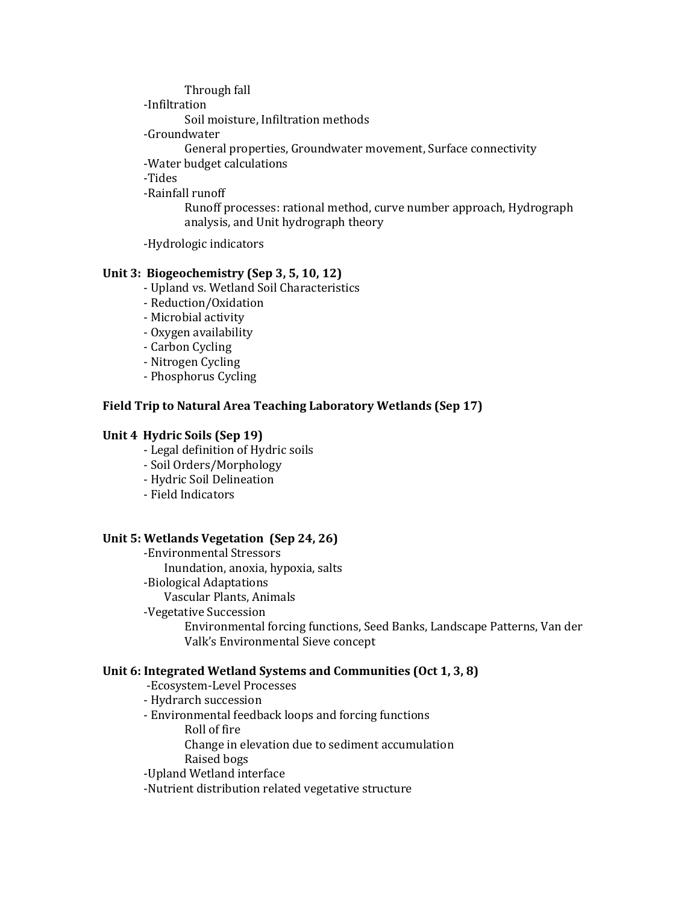- Through fall
- -Infiltration
  - Soil moisture, Infiltration methods
- -Groundwater
  - General properties, Groundwater movement, Surface connectivity
- -Water budget calculations
- -Tides
- -Rainfall runoff
  - Runoff processes: rational method, curve number approach, Hydrograph analysis, and Unit hydrograph theory
- -Hydrologic indicators

**Unit 3: Biogeochemistry (Sep 3, 5, 10, 12)**

- Upland vs. Wetland Soil Characteristics
- Reduction/Oxidation
- Microbial activity
- Oxygen availability
- Carbon Cycling
- Nitrogen Cycling
- Phosphorus Cycling

**Field Trip to Natural Area Teaching Laboratory Wetlands (Sep 17)**

**Unit 4 Hydric Soils (Sep 19)**

- Legal definition of Hydric soils
- Soil Orders/Morphology
- Hydric Soil Delineation
- Field Indicators

**Unit 5: Wetlands Vegetation (Sep 24, 26)**

- -Environmental Stressors
  - Inundation, anoxia, hypoxia, salts
- -Biological Adaptations
  - Vascular Plants, Animals
- -Vegetative Succession
  - Environmental forcing functions, Seed Banks, Landscape Patterns, Van der Valk's Environmental Sieve concept

**Unit 6: Integrated Wetland Systems and Communities (Oct 1, 3, 8)**

- -Ecosystem-Level Processes
- - Hydrarch succession
- - Environmental feedback loops and forcing functions
  - Roll of fire
  - Change in elevation due to sediment accumulation
  - Raised bogs
- -Upland Wetland interface
- -Nutrient distribution related vegetative structure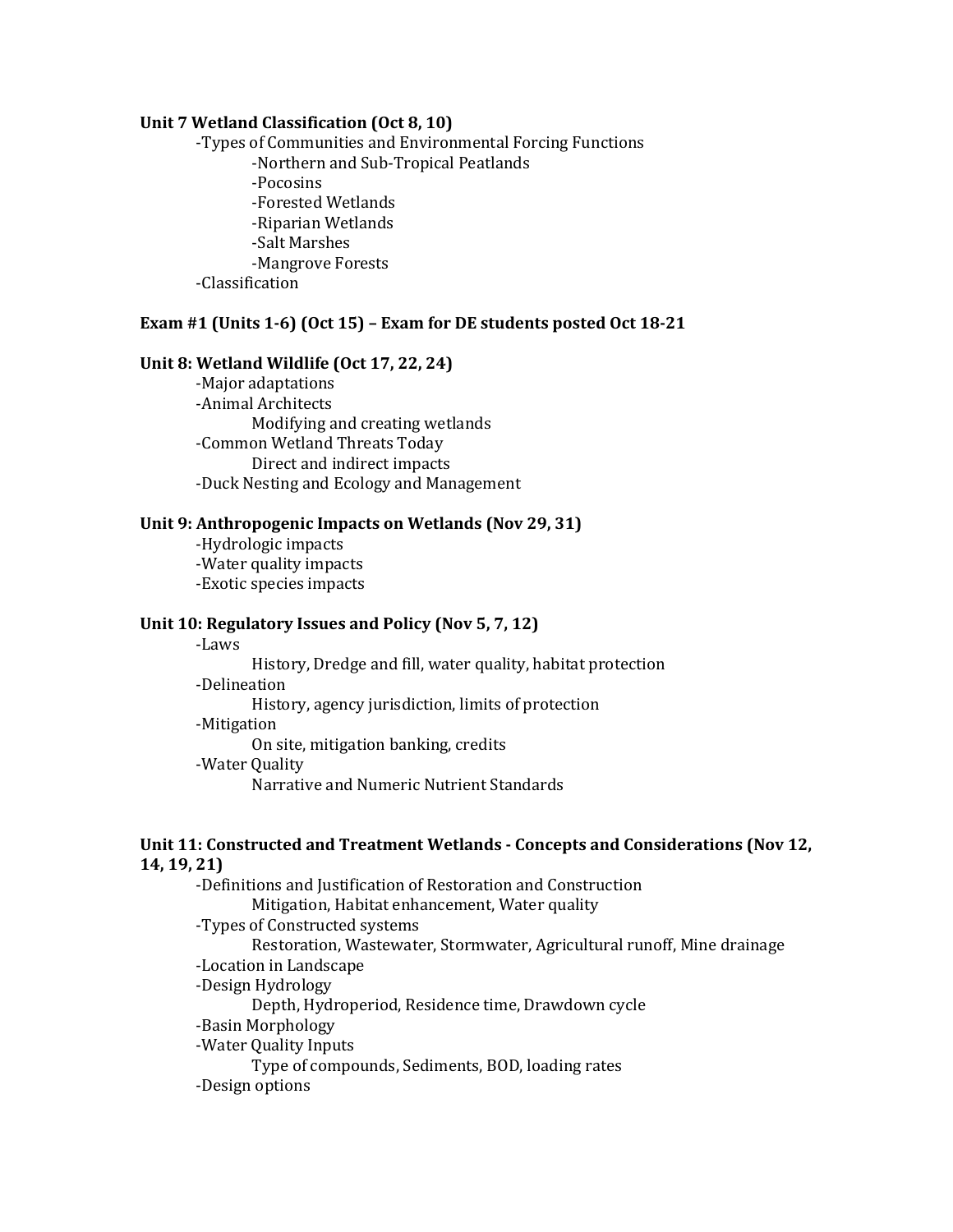**Unit 7 Wetland Classification (Oct 8, 10)**

- -Types of Communities and Environmental Forcing Functions
  - -Northern and Sub-Tropical Peatlands
  - -Pocosins
  - -Forested Wetlands
  - -Riparian Wetlands
  - -Salt Marshes
  - -Mangrove Forests
- -Classification

**Exam #1 (Units 1-6) (Oct 15) – Exam for DE students posted Oct 18-21**

**Unit 8: Wetland Wildlife (Oct 17, 22, 24)**

- -Major adaptations
- -Animal Architects
  - Modifying and creating wetlands
- -Common Wetland Threats Today
  - Direct and indirect impacts
- -Duck Nesting and Ecology and Management

**Unit 9: Anthropogenic Impacts on Wetlands (Nov 29, 31)**

- -Hydrologic impacts
- -Water quality impacts
- -Exotic species impacts

**Unit 10: Regulatory Issues and Policy (Nov 5, 7, 12)**

- -Laws
  - History, Dredge and fill, water quality, habitat protection
- -Delineation
  - History, agency jurisdiction, limits of protection
- -Mitigation
  - On site, mitigation banking, credits
- -Water Quality
  - Narrative and Numeric Nutrient Standards

**Unit 11: Constructed and Treatment Wetlands - Concepts and Considerations (Nov 12, 14, 19, 21)**

- -Definitions and Justification of Restoration and Construction
  - Mitigation, Habitat enhancement, Water quality
- -Types of Constructed systems
  - Restoration, Wastewater, Stormwater, Agricultural runoff, Mine drainage
- -Location in Landscape
- -Design Hydrology
  - Depth, Hydroperiod, Residence time, Drawdown cycle
- -Basin Morphology
- -Water Quality Inputs
  - Type of compounds, Sediments, BOD, loading rates
- -Design options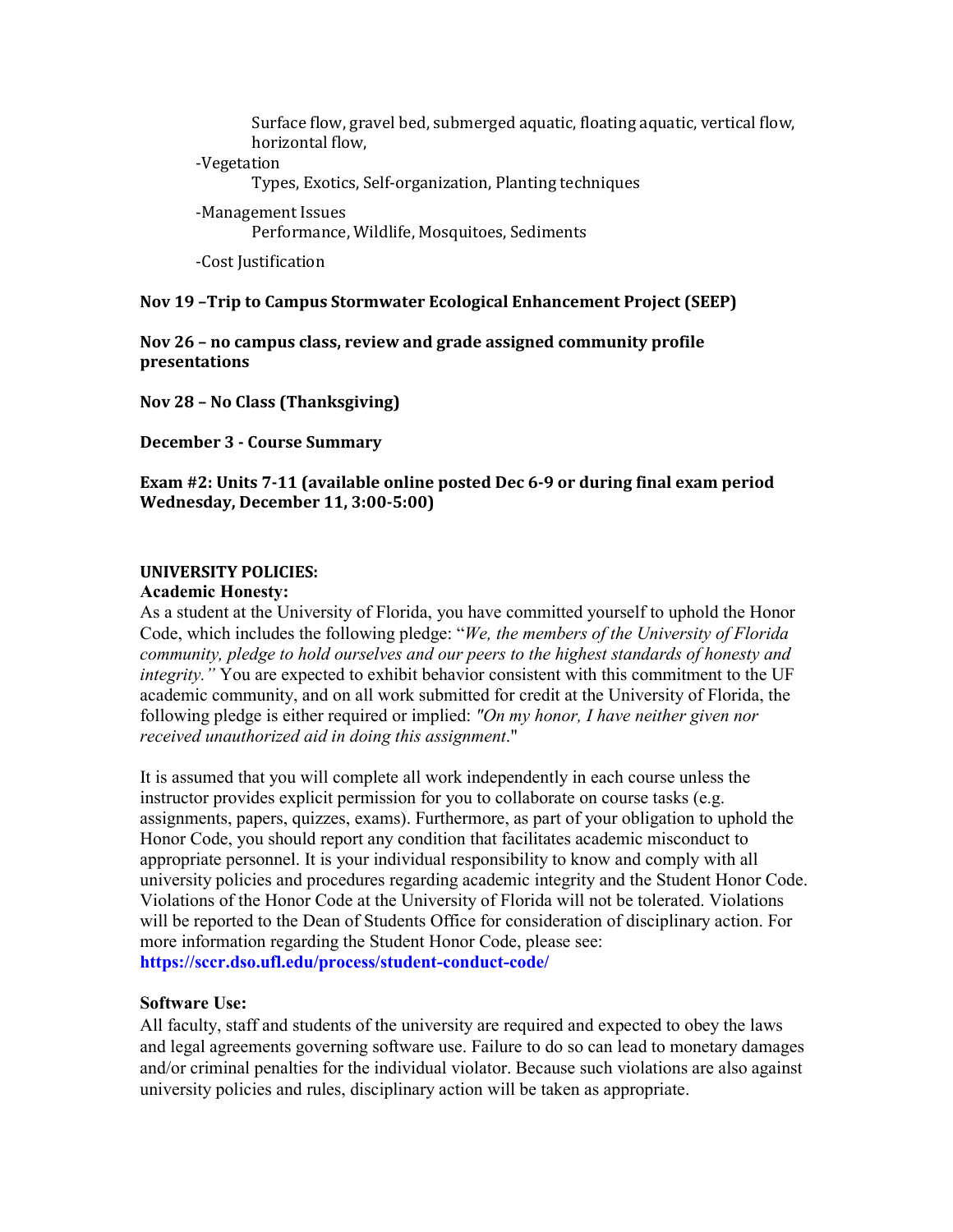Surface flow, gravel bed, submerged aquatic, floating aquatic, vertical flow, horizontal flow,

-Vegetation

Types, Exotics, Self-organization, Planting techniques

-Management Issues

Performance, Wildlife, Mosquitoes, Sediments

-Cost Justification

**Nov 19 –Trip to Campus Stormwater Ecological Enhancement Project (SEEP)**

**Nov 26 – no campus class, review and grade assigned community profile presentations**

**Nov 28 – No Class (Thanksgiving)**

**December 3 - Course Summary**

**Exam #2: Units 7-11 (available online posted Dec 6-9 or during final exam period Wednesday, December 11, 3:00-5:00)**

**UNIVERSITY POLICIES:**

**Academic Honesty:**

As a student at the University of Florida, you have committed yourself to uphold the Honor Code, which includes the following pledge: "*We, the members of the University of Florida community, pledge to hold ourselves and our peers to the highest standards of honesty and integrity."* You are expected to exhibit behavior consistent with this commitment to the UF academic community, and on all work submitted for credit at the University of Florida, the following pledge is either required or implied: *"On my honor, I have neither given nor received unauthorized aid in doing this assignment*."

It is assumed that you will complete all work independently in each course unless the instructor provides explicit permission for you to collaborate on course tasks (e.g. assignments, papers, quizzes, exams). Furthermore, as part of your obligation to uphold the Honor Code, you should report any condition that facilitates academic misconduct to appropriate personnel. It is your individual responsibility to know and comply with all university policies and procedures regarding academic integrity and the Student Honor Code. Violations of the Honor Code at the University of Florida will not be tolerated. Violations will be reported to the Dean of Students Office for consideration of disciplinary action. For more information regarding the Student Honor Code, please see: **https://sccr.dso.ufl.edu/process/student-conduct-code/**

**Software Use:**

All faculty, staff and students of the university are required and expected to obey the laws and legal agreements governing software use. Failure to do so can lead to monetary damages and/or criminal penalties for the individual violator. Because such violations are also against university policies and rules, disciplinary action will be taken as appropriate.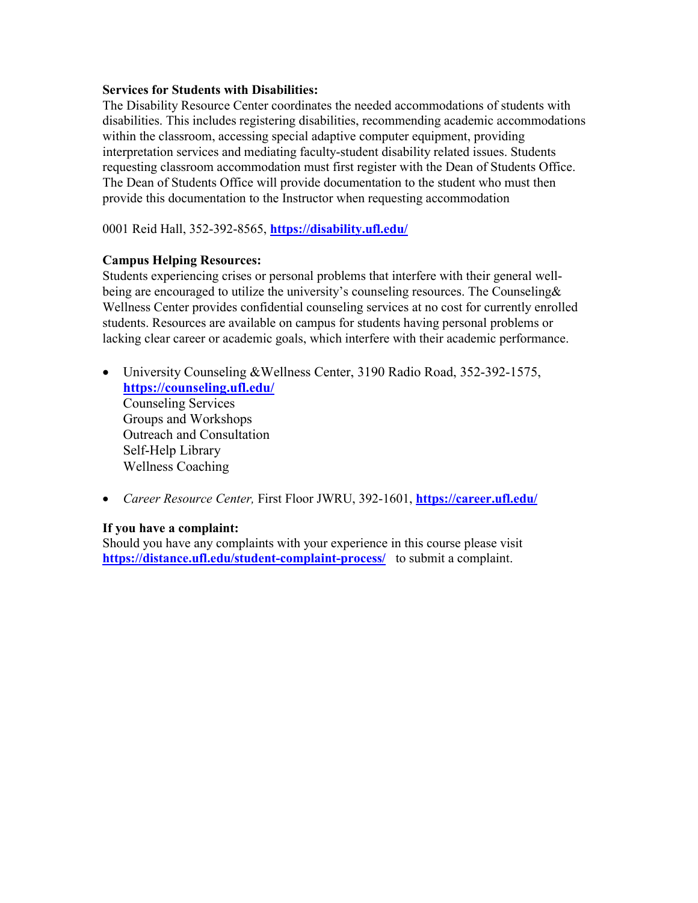**Services for Students with Disabilities:**
The Disability Resource Center coordinates the needed accommodations of students with disabilities. This includes registering disabilities, recommending academic accommodations within the classroom, accessing special adaptive computer equipment, providing interpretation services and mediating faculty-student disability related issues. Students requesting classroom accommodation must first register with the Dean of Students Office. The Dean of Students Office will provide documentation to the student who must then provide this documentation to the Instructor when requesting accommodation

0001 Reid Hall, 352-392-8565, **https://disability.ufl.edu/**

**Campus Helping Resources:**
Students experiencing crises or personal problems that interfere with their general well-being are encouraged to utilize the university's counseling resources. The Counseling& Wellness Center provides confidential counseling services at no cost for currently enrolled students. Resources are available on campus for students having personal problems or lacking clear career or academic goals, which interfere with their academic performance.

- University Counseling &Wellness Center, 3190 Radio Road, 352-392-1575, **https://counseling.ufl.edu/**
  Counseling Services
  Groups and Workshops
  Outreach and Consultation
  Self-Help Library
  Wellness Coaching

- *Career Resource Center,* First Floor JWRU, 392-1601, **https://career.ufl.edu/**

**If you have a complaint:**
Should you have any complaints with your experience in this course please visit **https://distance.ufl.edu/student-complaint-process/** to submit a complaint.